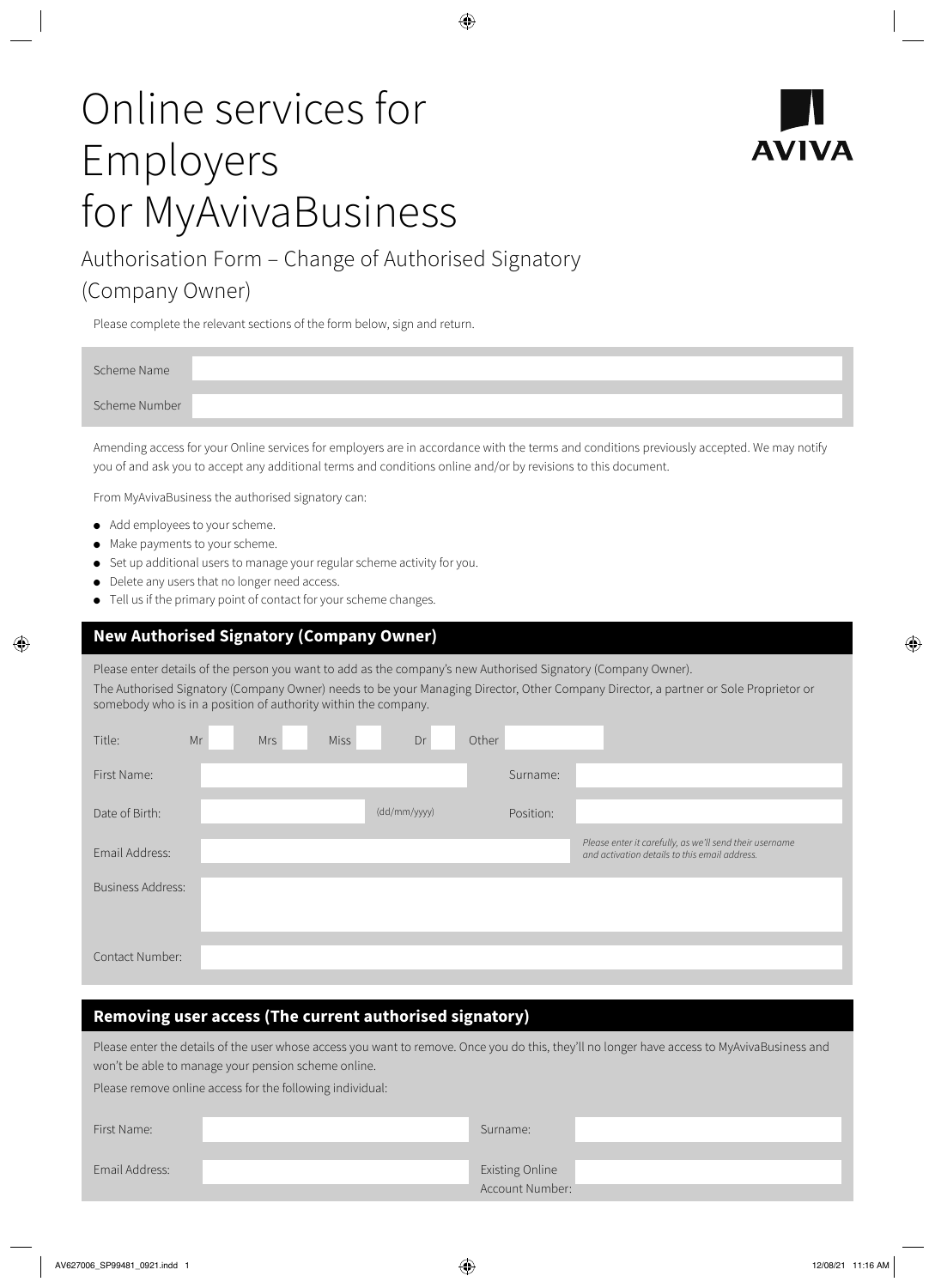# Online services for Employers for MyAvivaBusiness

AVIVA

## Authorisation Form – Change of Authorised Signatory (Company Owner)

Please complete the relevant sections of the form below, sign and return.

| Scheme Name | |
|---|---|
| Scheme Number | |

Amending access for your Online services for employers are in accordance with the terms and conditions previously accepted. We may notify you of and ask you to accept any additional terms and conditions online and/or by revisions to this document.

From MyAvivaBusiness the authorised signatory can:

- Add employees to your scheme.
- Make payments to your scheme.
- Set up additional users to manage your regular scheme activity for you.
- Delete any users that no longer need access.
- Tell us if the primary point of contact for your scheme changes.

## New Authorised Signatory (Company Owner)

Please enter details of the person you want to add as the company's new Authorised Signatory (Company Owner).

The Authorised Signatory (Company Owner) needs to be your Managing Director, Other Company Director, a partner or Sole Proprietor or somebody who is in a position of authority within the company.

Title: Mr ☐ Mrs ☐ Miss ☐ Dr ☐ Other ☐

| | | | |
|---|---|---|---|
| First Name: | | Surname: | |
| Date of Birth: | (dd/mm/yyyy) | Position: | |
| Email Address: | | *Please enter it carefully, as we'll send their username and activation details to this email address.* | |
| Business Address: | | | |
| Contact Number: | | | |

## Removing user access (The current authorised signatory)

Please enter the details of the user whose access you want to remove. Once you do this, they'll no longer have access to MyAvivaBusiness and won't be able to manage your pension scheme online.

Please remove online access for the following individual:

| | | | |
|---|---|---|---|
| First Name: | | Surname: | |
| Email Address: | | Existing Online Account Number: | |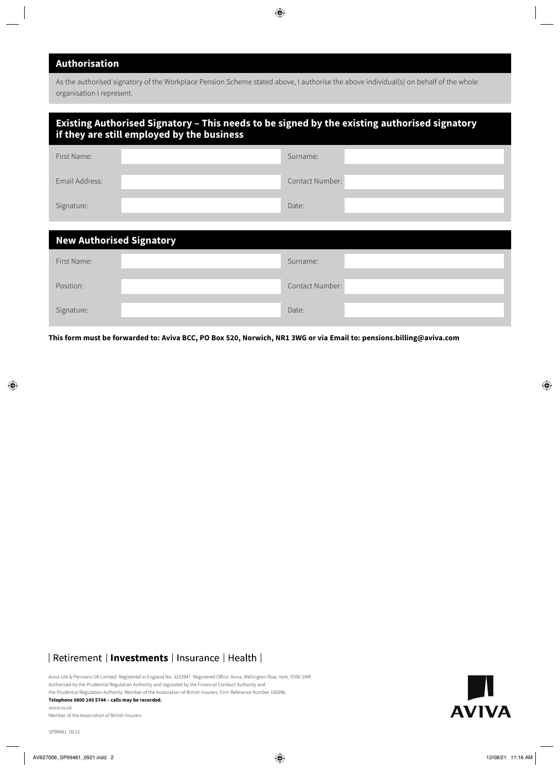## Authorisation

As the authorised signatory of the Workplace Pension Scheme stated above, I authorise the above individual(s) on behalf of the whole organisation I represent.

## Existing Authorised Signatory – This needs to be signed by the existing authorised signatory if they are still employed by the business

| | | | |
|---|---|---|---|
| First Name: | | Surname: | |
| Email Address: | | Contact Number: | |
| Signature: | | Date: | |

## New Authorised Signatory

| | | | |
|---|---|---|---|
| First Name: | | Surname: | |
| Position: | | Contact Number: | |
| Signature: | | Date: | |

**This form must be forwarded to: Aviva BCC, PO Box 520, Norwich, NR1 3WG or via Email to: pensions.billing@aviva.com**

| Retirement | **Investments** | Insurance | Health |

Aviva Life & Pensions UK Limited. Registered in England No. 3253947. Registered Office: Aviva, Wellington Row, York, YO90 1WR.
Authorised by the Prudential Regulation Authority and regulated by the Financial Conduct Authority and the Prudential Regulation Authority. Member of the Association of British Insurers. Firm Reference Number 185896.
**Telephone 0800 145 5744 – calls may be recorded.**
aviva.co.uk
Member of the Association of British Insurers

AVIVA

SP99481 09.21